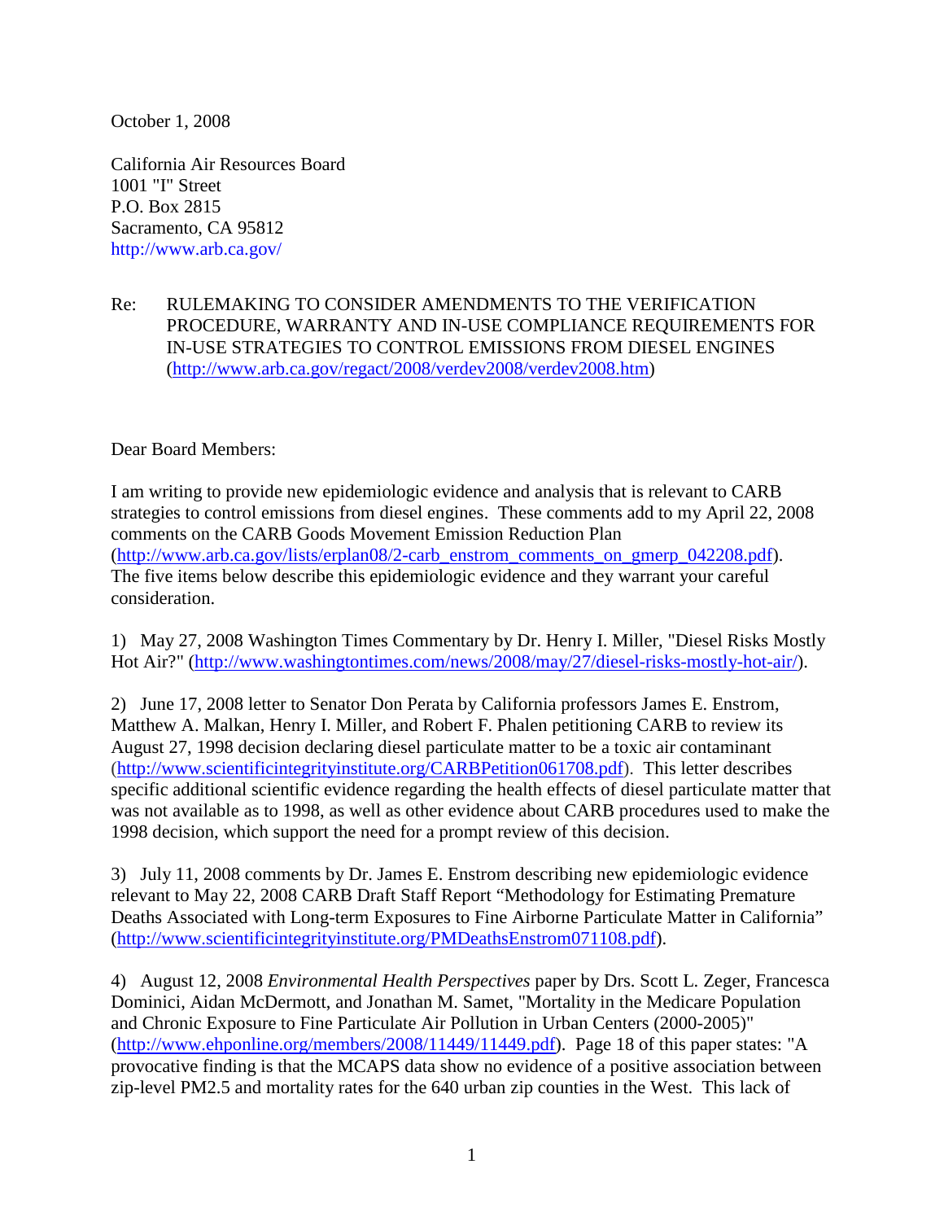October 1, 2008

California Air Resources Board
1001 "I" Street
P.O. Box 2815
Sacramento, CA 95812
http://www.arb.ca.gov/

Re: RULEMAKING TO CONSIDER AMENDMENTS TO THE VERIFICATION PROCEDURE, WARRANTY AND IN-USE COMPLIANCE REQUIREMENTS FOR IN-USE STRATEGIES TO CONTROL EMISSIONS FROM DIESEL ENGINES (http://www.arb.ca.gov/regact/2008/verdev2008/verdev2008.htm)

Dear Board Members:

I am writing to provide new epidemiologic evidence and analysis that is relevant to CARB strategies to control emissions from diesel engines. These comments add to my April 22, 2008 comments on the CARB Goods Movement Emission Reduction Plan (http://www.arb.ca.gov/lists/erplan08/2-carb_enstrom_comments_on_gmerp_042208.pdf). The five items below describe this epidemiologic evidence and they warrant your careful consideration.

1) May 27, 2008 Washington Times Commentary by Dr. Henry I. Miller, "Diesel Risks Mostly Hot Air?" (http://www.washingtontimes.com/news/2008/may/27/diesel-risks-mostly-hot-air/).

2) June 17, 2008 letter to Senator Don Perata by California professors James E. Enstrom, Matthew A. Malkan, Henry I. Miller, and Robert F. Phalen petitioning CARB to review its August 27, 1998 decision declaring diesel particulate matter to be a toxic air contaminant (http://www.scientificintegrityinstitute.org/CARBPetition061708.pdf). This letter describes specific additional scientific evidence regarding the health effects of diesel particulate matter that was not available as to 1998, as well as other evidence about CARB procedures used to make the 1998 decision, which support the need for a prompt review of this decision.

3) July 11, 2008 comments by Dr. James E. Enstrom describing new epidemiologic evidence relevant to May 22, 2008 CARB Draft Staff Report "Methodology for Estimating Premature Deaths Associated with Long-term Exposures to Fine Airborne Particulate Matter in California" (http://www.scientificintegrityinstitute.org/PMDeathsEnstrom071108.pdf).

4) August 12, 2008 *Environmental Health Perspectives* paper by Drs. Scott L. Zeger, Francesca Dominici, Aidan McDermott, and Jonathan M. Samet, "Mortality in the Medicare Population and Chronic Exposure to Fine Particulate Air Pollution in Urban Centers (2000-2005)" (http://www.ehponline.org/members/2008/11449/11449.pdf). Page 18 of this paper states: "A provocative finding is that the MCAPS data show no evidence of a positive association between zip-level PM2.5 and mortality rates for the 640 urban zip counties in the West. This lack of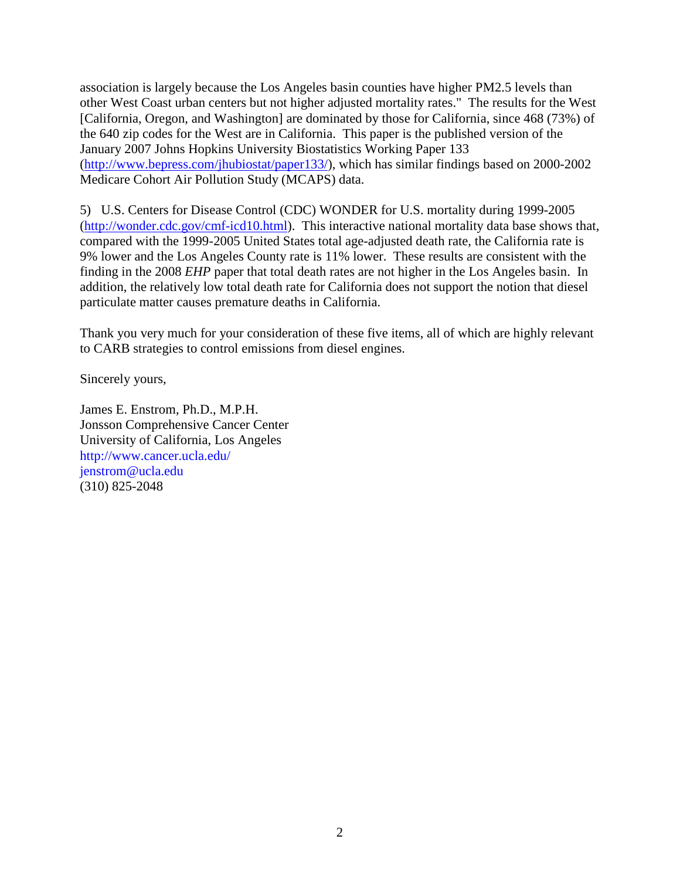association is largely because the Los Angeles basin counties have higher PM2.5 levels than other West Coast urban centers but not higher adjusted mortality rates." The results for the West [California, Oregon, and Washington] are dominated by those for California, since 468 (73%) of the 640 zip codes for the West are in California. This paper is the published version of the January 2007 Johns Hopkins University Biostatistics Working Paper 133 (http://www.bepress.com/jhubiostat/paper133/), which has similar findings based on 2000-2002 Medicare Cohort Air Pollution Study (MCAPS) data.

5) U.S. Centers for Disease Control (CDC) WONDER for U.S. mortality during 1999-2005 (http://wonder.cdc.gov/cmf-icd10.html). This interactive national mortality data base shows that, compared with the 1999-2005 United States total age-adjusted death rate, the California rate is 9% lower and the Los Angeles County rate is 11% lower. These results are consistent with the finding in the 2008 *EHP* paper that total death rates are not higher in the Los Angeles basin. In addition, the relatively low total death rate for California does not support the notion that diesel particulate matter causes premature deaths in California.

Thank you very much for your consideration of these five items, all of which are highly relevant to CARB strategies to control emissions from diesel engines.

Sincerely yours,

James E. Enstrom, Ph.D., M.P.H.
Jonsson Comprehensive Cancer Center
University of California, Los Angeles
http://www.cancer.ucla.edu/
jenstrom@ucla.edu
(310) 825-2048